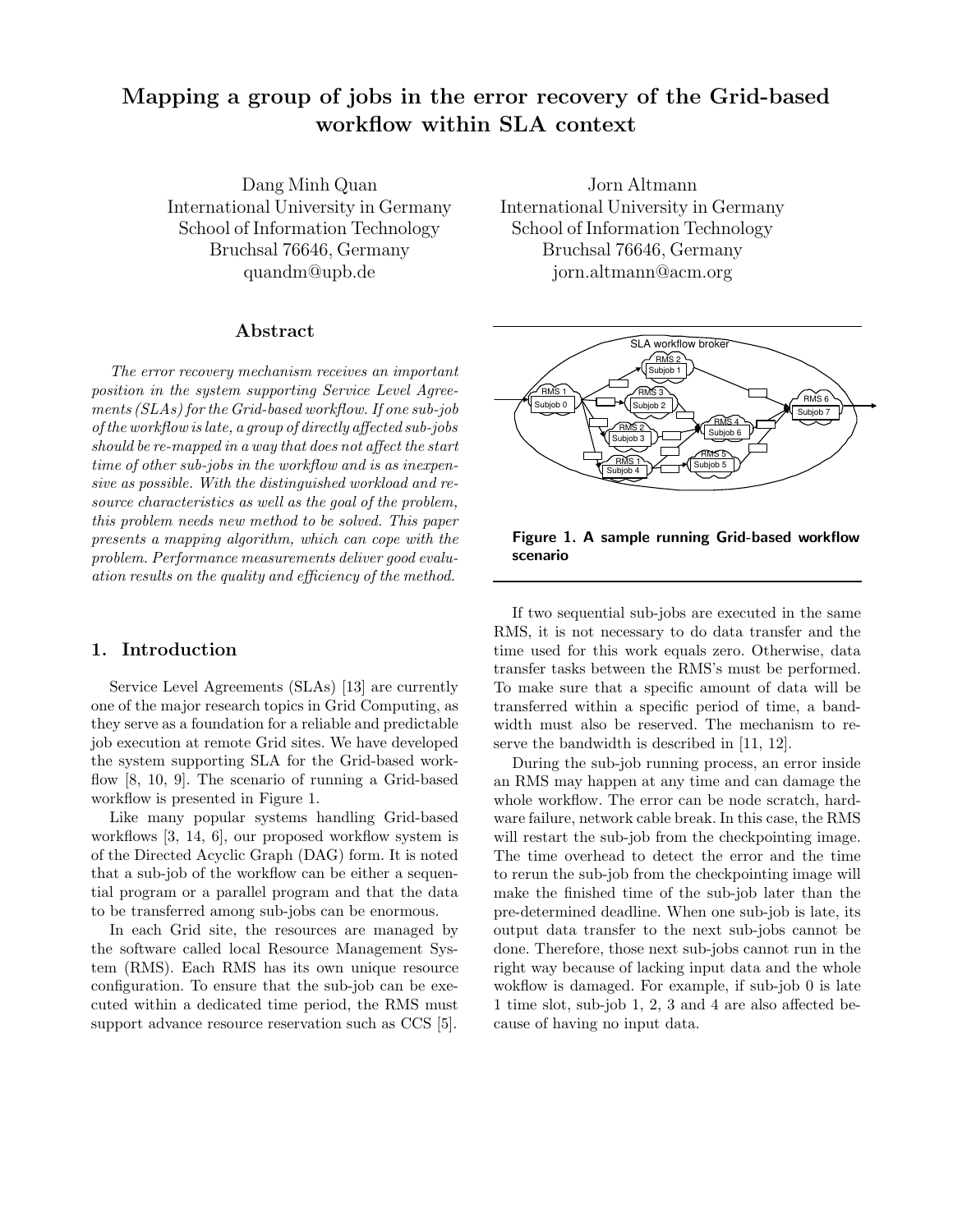# Mapping a group of jobs in the error recovery of the Grid-based workflow within SLA context

Dang Minh Quan
International University in Germany
School of Information Technology
Bruchsal 76646, Germany
quandm@upb.de

Jorn Altmann
International University in Germany
School of Information Technology
Bruchsal 76646, Germany
jorn.altmann@acm.org

## Abstract

*The error recovery mechanism receives an important position in the system supporting Service Level Agreements (SLAs) for the Grid-based workflow. If one sub-job of the workflow is late, a group of directly affected sub-jobs should be re-mapped in a way that does not affect the start time of other sub-jobs in the workflow and is as inexpensive as possible. With the distinguished workload and resource characteristics as well as the goal of the problem, this problem needs new method to be solved. This paper presents a mapping algorithm, which can cope with the problem. Performance measurements deliver good evaluation results on the quality and efficiency of the method.*

## 1. Introduction

Service Level Agreements (SLAs) [13] are currently one of the major research topics in Grid Computing, as they serve as a foundation for a reliable and predictable job execution at remote Grid sites. We have developed the system supporting SLA for the Grid-based workflow [8, 10, 9]. The scenario of running a Grid-based workflow is presented in Figure 1.

Like many popular systems handling Grid-based workflows [3, 14, 6], our proposed workflow system is of the Directed Acyclic Graph (DAG) form. It is noted that a sub-job of the workflow can be either a sequential program or a parallel program and that the data to be transferred among sub-jobs can be enormous.

In each Grid site, the resources are managed by the software called local Resource Management System (RMS). Each RMS has its own unique resource configuration. To ensure that the sub-job can be executed within a dedicated time period, the RMS must support advance resource reservation such as CCS [5].

**Figure 1. A sample running Grid-based workflow scenario**

If two sequential sub-jobs are executed in the same RMS, it is not necessary to do data transfer and the time used for this work equals zero. Otherwise, data transfer tasks between the RMS's must be performed. To make sure that a specific amount of data will be transferred within a specific period of time, a bandwidth must also be reserved. The mechanism to reserve the bandwidth is described in [11, 12].

During the sub-job running process, an error inside an RMS may happen at any time and can damage the whole workflow. The error can be node scratch, hardware failure, network cable break. In this case, the RMS will restart the sub-job from the checkpointing image. The time overhead to detect the error and the time to rerun the sub-job from the checkpointing image will make the finished time of the sub-job later than the pre-determined deadline. When one sub-job is late, its output data transfer to the next sub-jobs cannot be done. Therefore, those next sub-jobs cannot run in the right way because of lacking input data and the whole wokflow is damaged. For example, if sub-job 0 is late 1 time slot, sub-job 1, 2, 3 and 4 are also affected because of having no input data.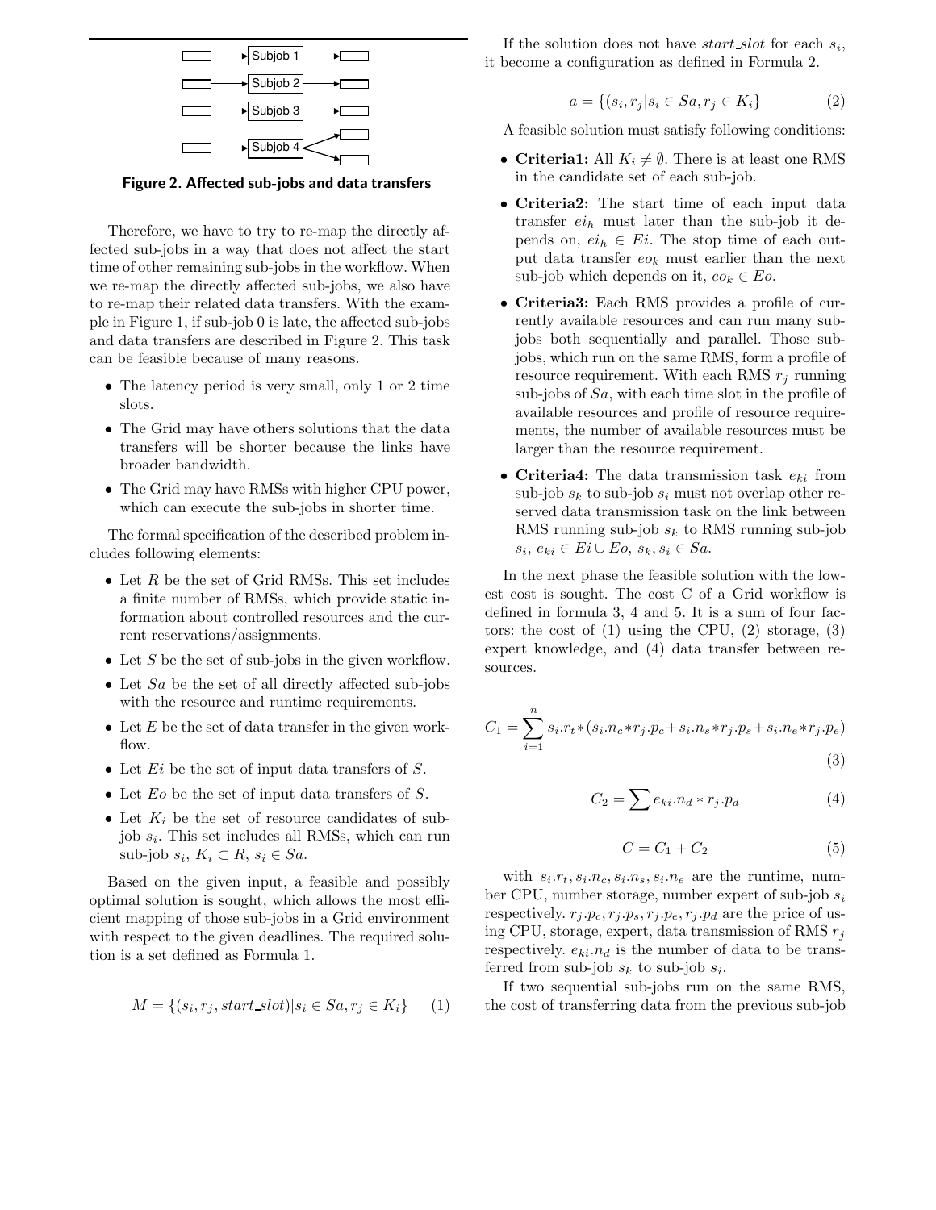Figure 2. Affected sub-jobs and data transfers

Therefore, we have to try to re-map the directly affected sub-jobs in a way that does not affect the start time of other remaining sub-jobs in the workflow. When we re-map the directly affected sub-jobs, we also have to re-map their related data transfers. With the example in Figure 1, if sub-job 0 is late, the affected sub-jobs and data transfers are described in Figure 2. This task can be feasible because of many reasons.

- The latency period is very small, only 1 or 2 time slots.
- The Grid may have others solutions that the data transfers will be shorter because the links have broader bandwidth.
- The Grid may have RMSs with higher CPU power, which can execute the sub-jobs in shorter time.

The formal specification of the described problem includes following elements:

- Let $R$ be the set of Grid RMSs. This set includes a finite number of RMSs, which provide static information about controlled resources and the current reservations/assignments.
- Let $S$ be the set of sub-jobs in the given workflow.
- Let $Sa$ be the set of all directly affected sub-jobs with the resource and runtime requirements.
- Let $E$ be the set of data transfer in the given workflow.
- Let $Ei$ be the set of input data transfers of $S$.
- Let $Eo$ be the set of input data transfers of $S$.
- Let $K_i$ be the set of resource candidates of sub-job $s_i$. This set includes all RMSs, which can run sub-job $s_i$, $K_i \subset R$, $s_i \in Sa$.

Based on the given input, a feasible and possibly optimal solution is sought, which allows the most efficient mapping of those sub-jobs in a Grid environment with respect to the given deadlines. The required solution is a set defined as Formula 1.

$$M = \{(s_i, r_j, start\_slot) | s_i \in Sa, r_j \in K_i\} \quad (1)$$

If the solution does not have $start\_slot$ for each $s_i$, it become a configuration as defined in Formula 2.

$$a = \{(s_i, r_j | s_i \in Sa, r_j \in K_i\} \quad (2)$$

A feasible solution must satisfy following conditions:

- **Criteria1:** All $K_i \neq \emptyset$. There is at least one RMS in the candidate set of each sub-job.
- **Criteria2:** The start time of each input data transfer $ei_h$ must later than the sub-job it depends on, $ei_h \in Ei$. The stop time of each output data transfer $eo_k$ must earlier than the next sub-job which depends on it, $eo_k \in Eo$.
- **Criteria3:** Each RMS provides a profile of currently available resources and can run many sub-jobs both sequentially and parallel. Those sub-jobs, which run on the same RMS, form a profile of resource requirement. With each RMS $r_j$ running sub-jobs of $Sa$, with each time slot in the profile of available resources and profile of resource requirements, the number of available resources must be larger than the resource requirement.
- **Criteria4:** The data transmission task $e_{ki}$ from sub-job $s_k$ to sub-job $s_i$ must not overlap other reserved data transmission task on the link between RMS running sub-job $s_k$ to RMS running sub-job $s_i$, $e_{ki} \in Ei \cup Eo$, $s_k, s_i \in Sa$.

In the next phase the feasible solution with the lowest cost is sought. The cost C of a Grid workflow is defined in formula 3, 4 and 5. It is a sum of four factors: the cost of (1) using the CPU, (2) storage, (3) expert knowledge, and (4) data transfer between resources.

$$C_1 = \sum_{i=1}^{n} s_i.r_t * (s_i.n_c * r_j.p_c + s_i.n_s * r_j.p_s + s_i.n_e * r_j.p_e) \quad (3)$$

$$C_2 = \sum e_{ki}.n_d * r_j.p_d \quad (4)$$

$$C = C_1 + C_2 \quad (5)$$

with $s_i.r_t, s_i.n_c, s_i.n_s, s_i.n_e$ are the runtime, number CPU, number storage, number expert of sub-job $s_i$ respectively. $r_j.p_c, r_j.p_s, r_j.p_e, r_j.p_d$ are the price of using CPU, storage, expert, data transmission of RMS $r_j$ respectively. $e_{ki}.n_d$ is the number of data to be transferred from sub-job $s_k$ to sub-job $s_i$.

If two sequential sub-jobs run on the same RMS, the cost of transferring data from the previous sub-job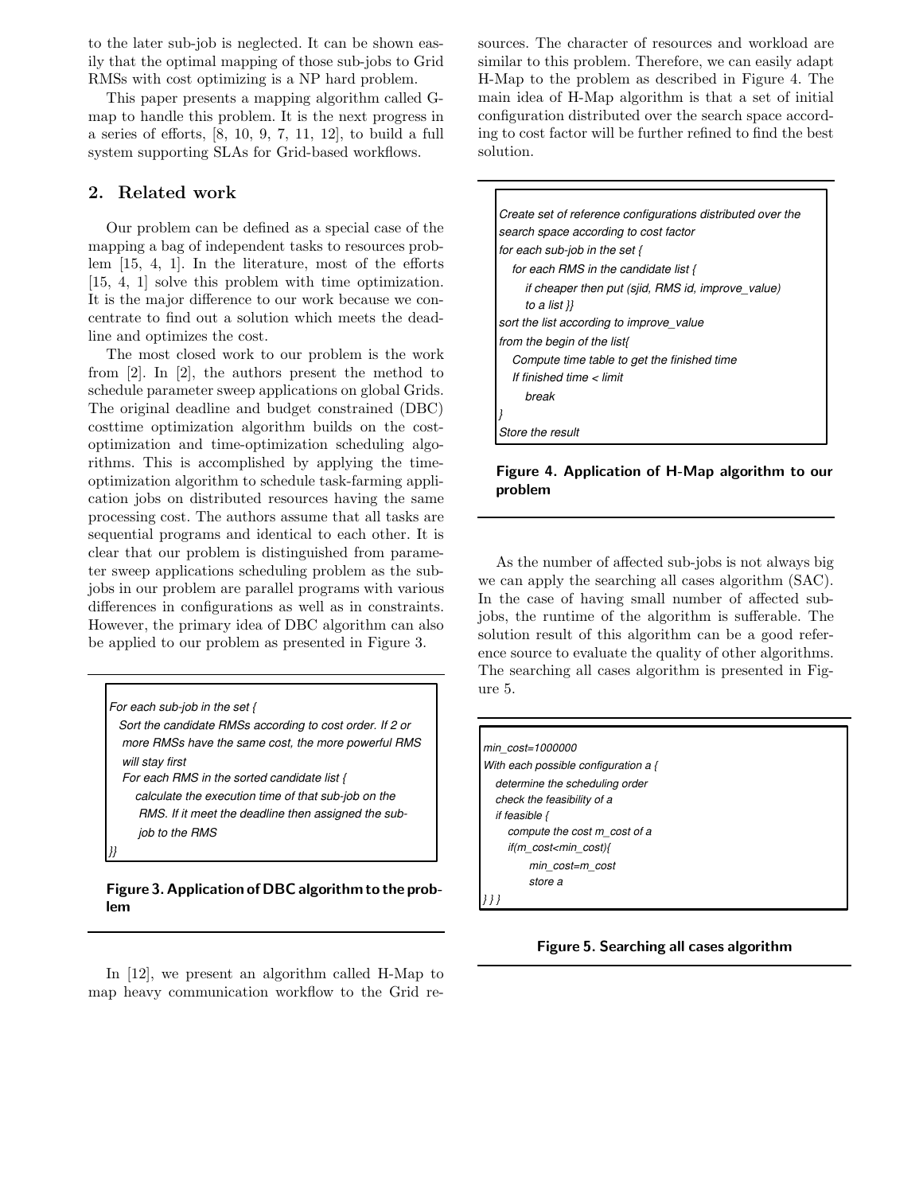to the later sub-job is neglected. It can be shown easily that the optimal mapping of those sub-jobs to Grid RMSs with cost optimizing is a NP hard problem.

This paper presents a mapping algorithm called G-map to handle this problem. It is the next progress in a series of efforts, [8, 10, 9, 7, 11, 12], to build a full system supporting SLAs for Grid-based workflows.

## 2. Related work

Our problem can be defined as a special case of the mapping a bag of independent tasks to resources problem [15, 4, 1]. In the literature, most of the efforts [15, 4, 1] solve this problem with time optimization. It is the major difference to our work because we concentrate to find out a solution which meets the deadline and optimizes the cost.

The most closed work to our problem is the work from [2]. In [2], the authors present the method to schedule parameter sweep applications on global Grids. The original deadline and budget constrained (DBC) costtime optimization algorithm builds on the cost-optimization and time-optimization scheduling algorithms. This is accomplished by applying the time-optimization algorithm to schedule task-farming application jobs on distributed resources having the same processing cost. The authors assume that all tasks are sequential programs and identical to each other. It is clear that our problem is distinguished from parameter sweep applications scheduling problem as the sub-jobs in our problem are parallel programs with various differences in configurations as well as in constraints. However, the primary idea of DBC algorithm can also be applied to our problem as presented in Figure 3.

```
For each sub-job in the set {
  Sort the candidate RMSs according to cost order. If 2 or
   more RMSs have the same cost, the more powerful RMS
   will stay first
  For each RMS in the sorted candidate list {
     calculate the execution time of that sub-job on the
      RMS. If it meet the deadline then assigned the sub-
      job to the RMS
}}
```

**Figure 3. Application of DBC algorithm to the problem**

In [12], we present an algorithm called H-Map to map heavy communication workflow to the Grid resources. The character of resources and workload are similar to this problem. Therefore, we can easily adapt H-Map to the problem as described in Figure 4. The main idea of H-Map algorithm is that a set of initial configuration distributed over the search space according to cost factor will be further refined to find the best solution.

```
Create set of reference configurations distributed over the
search space according to cost factor
for each sub-job in the set {
  for each RMS in the candidate list {
     if cheaper then put (sjid, RMS id, improve_value)
     to a list }}
sort the list according to improve_value
from the begin of the list{
  Compute time table to get the finished time
  If finished time < limit
     break
}
Store the result
```

**Figure 4. Application of H-Map algorithm to our problem**

As the number of affected sub-jobs is not always big we can apply the searching all cases algorithm (SAC). In the case of having small number of affected sub-jobs, the runtime of the algorithm is sufferable. The solution result of this algorithm can be a good reference source to evaluate the quality of other algorithms. The searching all cases algorithm is presented in Figure 5.

```
min_cost=1000000
With each possible configuration a {
  determine the scheduling order
  check the feasibility of a
  if feasible {
     compute the cost m_cost of a
     if(m_cost<min_cost){
         min_cost=m_cost
         store a
} } }
```

**Figure 5. Searching all cases algorithm**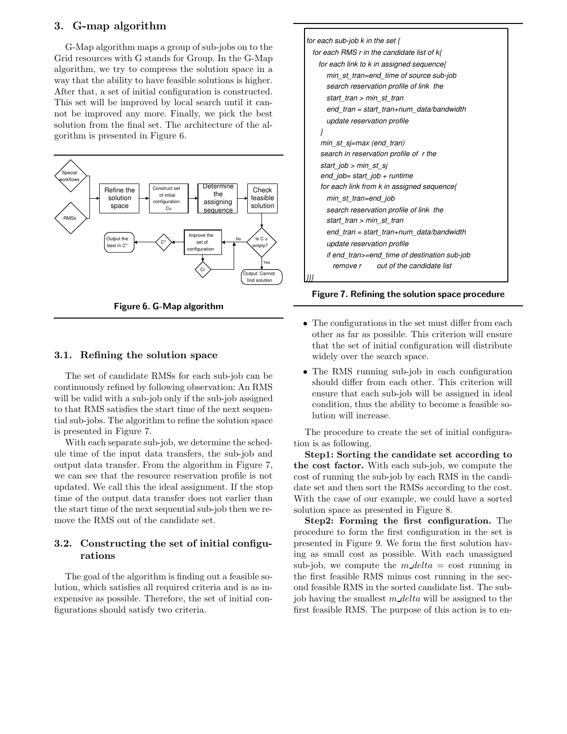## 3. G-map algorithm

G-Map algorithm maps a group of sub-jobs on to the Grid resources with G stands for Group. In the G-Map algorithm, we try to compress the solution space in a way that the ability to have feasible solutions is higher. After that, a set of initial configuration is constructed. This set will be improved by local search until it cannot be improved any more. Finally, we pick the best solution from the final set. The architecture of the algorithm is presented in Figure 6.

Figure 6. G-Map algorithm

### 3.1. Refining the solution space

The set of candidate RMSs for each sub-job can be continuously refined by following observation: An RMS will be valid with a sub-job only if the sub-job assigned to that RMS satisfies the start time of the next sequential sub-jobs. The algorithm to refine the solution space is presented in Figure 7.

With each separate sub-job, we determine the schedule time of the input data transfers, the sub-job and output data transfer. From the algorithm in Figure 7, we can see that the resource reservation profile is not updated. We call this the ideal assignment. If the stop time of the output data transfer does not earlier than the start time of the next sequential sub-job then we remove the RMS out of the candidate set.

### 3.2. Constructing the set of initial configurations

The goal of the algorithm is finding out a feasible solution, which satisfies all required criteria and is as inexpensive as possible. Therefore, the set of initial configurations should satisfy two criteria.

```
for each sub-job k in the set {
  for each RMS r in the candidate list of k{
    for each link to k in assigned sequence{
      min_st_tran=end_time of source sub-job
      search reservation profile of link  the
      start_tran > min_st_tran
      end_tran = start_tran+num_data/bandwidth
      update reservation profile
    }
    min_st_sj=max (end_tran)
    search in reservation profile of  r the
    start_job > min_st_sj
    end_job= start_job + runtime
    for each link from k in assigned sequence{
      min_st_tran=end_job
      search reservation profile of link  the
      start_tran > min_st_tran
      end_tran = start_tran+num_data/bandwidth
      update reservation profile
      if end_tran>=end_time of destination sub-job
        remove r     out of the candidate list
}}}
```

Figure 7. Refining the solution space procedure

- The configurations in the set must differ from each other as far as possible. This criterion will ensure that the set of initial configuration will distribute widely over the search space.
- The RMS running sub-job in each configuration should differ from each other. This criterion will ensure that each sub-job will be assigned in ideal condition, thus the ability to become a feasible solution will increase.

The procedure to create the set of initial configuration is as following.

**Step1: Sorting the candidate set according to the cost factor.** With each sub-job, we compute the cost of running the sub-job by each RMS in the candidate set and then sort the RMSs according to the cost. With the case of our example, we could have a sorted solution space as presented in Figure 8.

**Step2: Forming the first configuration.** The procedure to form the first configuration in the set is presented in Figure 9. We form the first solution having as small cost as possible. With each unassigned sub-job, we compute the $m\_delta$ = cost running in the first feasible RMS minus cost running in the second feasible RMS in the sorted candidate list. The sub-job having the smallest $m\_delta$ will be assigned to the first feasible RMS. The purpose of this action is to en-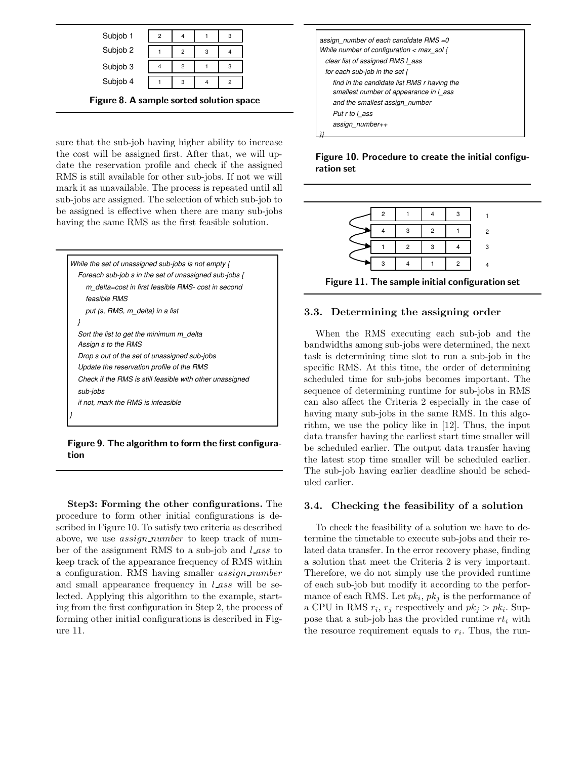| Subjob 1 | 2 | 4 | 1 | 3 |
|---|---|---|---|---|
| Subjob 2 | 1 | 2 | 3 | 4 |
| Subjob 3 | 4 | 2 | 1 | 3 |
| Subjob 4 | 1 | 3 | 4 | 2 |

**Figure 8. A sample sorted solution space**

sure that the sub-job having higher ability to increase the cost will be assigned first. After that, we will update the reservation profile and check if the assigned RMS is still available for other sub-jobs. If not we will mark it as unavailable. The process is repeated until all sub-jobs are assigned. The selection of which sub-job to be assigned is effective when there are many sub-jobs having the same RMS as the first feasible solution.

```
While the set of unassigned sub-jobs is not empty {
  Foreach sub-job s in the set of unassigned sub-jobs {
    m_delta=cost in first feasible RMS- cost in second
    feasible RMS
    put (s, RMS, m_delta) in a list
  }
  Sort the list to get the minimum m_delta
  Assign s to the RMS
  Drop s out of the set of unassigned sub-jobs
  Update the reservation profile of the RMS
  Check if the RMS is still feasible with other unassigned
  sub-jobs
  if not, mark the RMS is infeasible
}
```

**Figure 9. The algorithm to form the first configuration**

**Step3: Forming the other configurations.** The procedure to form other initial configurations is described in Figure 10. To satisfy two criteria as described above, we use *assign_number* to keep track of number of the assignment RMS to a sub-job and *l_ass* to keep track of the appearance frequency of RMS within a configuration. RMS having smaller *assign_number* and small appearance frequency in *l_ass* will be selected. Applying this algorithm to the example, starting from the first configuration in Step 2, the process of forming other initial configurations is described in Figure 11.

```
assign_number of each candidate RMS =0
While number of configuration < max_sol {
  clear list of assigned RMS l_ass
  for each sub-job in the set {
    find in the candidate list RMS r having the
    smallest number of appearance in l_ass
    and the smallest assign_number
    Put r to l_ass
    assign_number++
}}
```

**Figure 10. Procedure to create the initial configuration set**

|   |   |   |   |   |
|---|---|---|---|---|
| 2 | 1 | 4 | 3 | 1 |
| 4 | 3 | 2 | 1 | 2 |
| 1 | 2 | 3 | 4 | 3 |
| 3 | 4 | 1 | 2 | 4 |

**Figure 11. The sample initial configuration set**

### 3.3. Determining the assigning order

When the RMS executing each sub-job and the bandwidths among sub-jobs were determined, the next task is determining time slot to run a sub-job in the specific RMS. At this time, the order of determining scheduled time for sub-jobs becomes important. The sequence of determining runtime for sub-jobs in RMS can also affect the Criteria 2 especially in the case of having many sub-jobs in the same RMS. In this algorithm, we use the policy like in [12]. Thus, the input data transfer having the earliest start time smaller will be scheduled earlier. The output data transfer having the latest stop time smaller will be scheduled earlier. The sub-job having earlier deadline should be scheduled earlier.

### 3.4. Checking the feasibility of a solution

To check the feasibility of a solution we have to determine the timetable to execute sub-jobs and their related data transfer. In the error recovery phase, finding a solution that meet the Criteria 2 is very important. Therefore, we do not simply use the provided runtime of each sub-job but modify it according to the performance of each RMS. Let $pk_i$, $pk_j$ is the performance of a CPU in RMS $r_i$, $r_j$ respectively and $pk_j > pk_i$. Suppose that a sub-job has the provided runtime $rt_i$ with the resource requirement equals to $r_i$. Thus, the run-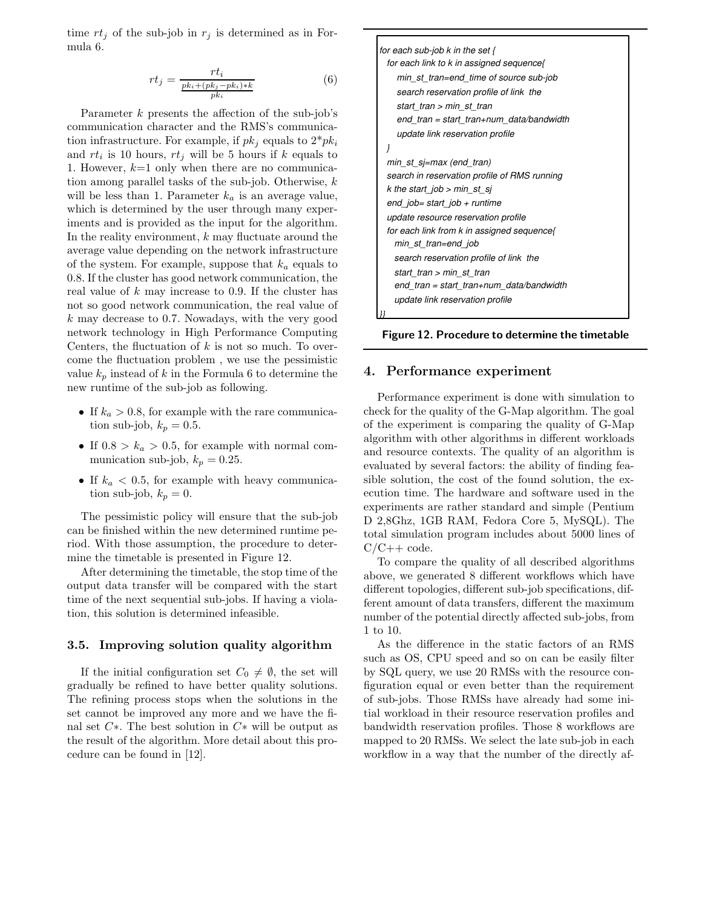time $rt_j$ of the sub-job in $r_j$ is determined as in Formula 6.

$$rt_j = \frac{rt_i}{\frac{pk_i + (pk_j - pk_i) * k}{pk_i}} \quad (6)$$

Parameter $k$ presents the affection of the sub-job's communication character and the RMS's communication infrastructure. For example, if $pk_j$ equals to 2*$pk_i$ and $rt_i$ is 10 hours, $rt_j$ will be 5 hours if $k$ equals to 1. However, $k$=1 only when there are no communication among parallel tasks of the sub-job. Otherwise, $k$ will be less than 1. Parameter $k_a$ is an average value, which is determined by the user through many experiments and is provided as the input for the algorithm. In the reality environment, $k$ may fluctuate around the average value depending on the network infrastructure of the system. For example, suppose that $k_a$ equals to 0.8. If the cluster has good network communication, the real value of $k$ may increase to 0.9. If the cluster has not so good network communication, the real value of $k$ may decrease to 0.7. Nowadays, with the very good network technology in High Performance Computing Centers, the fluctuation of $k$ is not so much. To overcome the fluctuation problem , we use the pessimistic value $k_p$ instead of $k$ in the Formula 6 to determine the new runtime of the sub-job as following.

- If $k_a > 0.8$, for example with the rare communication sub-job, $k_p = 0.5$.
- If $0.8 > k_a > 0.5$, for example with normal communication sub-job, $k_p = 0.25$.
- If $k_a < 0.5$, for example with heavy communication sub-job, $k_p = 0$.

The pessimistic policy will ensure that the sub-job can be finished within the new determined runtime period. With those assumption, the procedure to determine the timetable is presented in Figure 12.

After determining the timetable, the stop time of the output data transfer will be compared with the start time of the next sequential sub-jobs. If having a violation, this solution is determined infeasible.

### 3.5. Improving solution quality algorithm

If the initial configuration set $C_0 \neq \emptyset$, the set will gradually be refined to have better quality solutions. The refining process stops when the solutions in the set cannot be improved any more and we have the final set $C*$. The best solution in $C*$ will be output as the result of the algorithm. More detail about this procedure can be found in [12].

```
for each sub-job k in the set {
  for each link to k in assigned sequence{
     min_st_tran=end_time of source sub-job
     search reservation profile of link  the
     start_tran > min_st_tran
     end_tran = start_tran+num_data/bandwidth
     update link reservation profile
  }
  min_st_sj=max (end_tran)
  search in reservation profile of RMS running
  k the start_job > min_st_sj
  end_job= start_job + runtime
  update resource reservation profile
  for each link from k in assigned sequence{
    min_st_tran=end_job
    search reservation profile of link  the
    start_tran > min_st_tran
    end_tran = start_tran+num_data/bandwidth
    update link reservation profile
}}
```

**Figure 12. Procedure to determine the timetable**

## 4. Performance experiment

Performance experiment is done with simulation to check for the quality of the G-Map algorithm. The goal of the experiment is comparing the quality of G-Map algorithm with other algorithms in different workloads and resource contexts. The quality of an algorithm is evaluated by several factors: the ability of finding feasible solution, the cost of the found solution, the execution time. The hardware and software used in the experiments are rather standard and simple (Pentium D 2,8Ghz, 1GB RAM, Fedora Core 5, MySQL). The total simulation program includes about 5000 lines of C/C++ code.

To compare the quality of all described algorithms above, we generated 8 different workflows which have different topologies, different sub-job specifications, different amount of data transfers, different the maximum number of the potential directly affected sub-jobs, from 1 to 10.

As the difference in the static factors of an RMS such as OS, CPU speed and so on can be easily filter by SQL query, we use 20 RMSs with the resource configuration equal or even better than the requirement of sub-jobs. Those RMSs have already had some initial workload in their resource reservation profiles and bandwidth reservation profiles. Those 8 workflows are mapped to 20 RMSs. We select the late sub-job in each workflow in a way that the number of the directly af-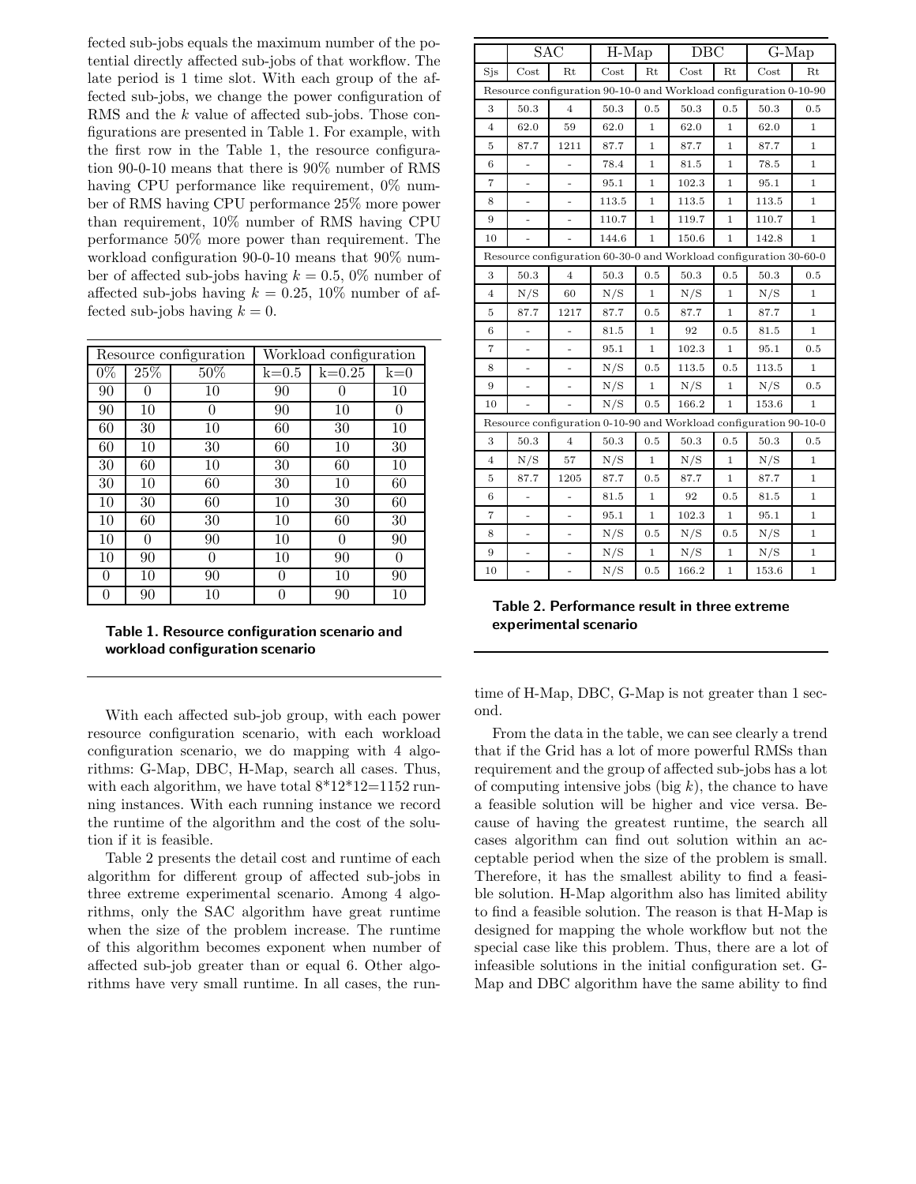fected sub-jobs equals the maximum number of the potential directly affected sub-jobs of that workflow. The late period is 1 time slot. With each group of the affected sub-jobs, we change the power configuration of RMS and the $k$ value of affected sub-jobs. Those configurations are presented in Table 1. For example, with the first row in the Table 1, the resource configuration 90-0-10 means that there is 90% number of RMS having CPU performance like requirement, 0% number of RMS having CPU performance 25% more power than requirement, 10% number of RMS having CPU performance 50% more power than requirement. The workload configuration 90-0-10 means that 90% number of affected sub-jobs having $k = 0.5$, 0% number of affected sub-jobs having $k = 0.25$, 10% number of affected sub-jobs having $k = 0$.

| Resource configuration | | | Workload configuration | | |
|---|---|---|---|---|---|
| 0% | 25% | 50% | k=0.5 | k=0.25 | k=0 |
| 90 | 0 | 10 | 90 | 0 | 10 |
| 90 | 10 | 0 | 90 | 10 | 0 |
| 60 | 30 | 10 | 60 | 30 | 10 |
| 60 | 10 | 30 | 60 | 10 | 30 |
| 30 | 60 | 10 | 30 | 60 | 10 |
| 30 | 10 | 60 | 30 | 10 | 60 |
| 10 | 30 | 60 | 10 | 30 | 60 |
| 10 | 60 | 30 | 10 | 60 | 30 |
| 10 | 0 | 90 | 10 | 0 | 90 |
| 10 | 90 | 0 | 10 | 90 | 0 |
| 0 | 10 | 90 | 0 | 10 | 90 |
| 0 | 90 | 10 | 0 | 90 | 10 |

**Table 1. Resource configuration scenario and workload configuration scenario**

With each affected sub-job group, with each power resource configuration scenario, with each workload configuration scenario, we do mapping with 4 algorithms: G-Map, DBC, H-Map, search all cases. Thus, with each algorithm, we have total 8*12*12=1152 running instances. With each running instance we record the runtime of the algorithm and the cost of the solution if it is feasible.

Table 2 presents the detail cost and runtime of each algorithm for different group of affected sub-jobs in three extreme experimental scenario. Among 4 algorithms, only the SAC algorithm have great runtime when the size of the problem increase. The runtime of this algorithm becomes exponent when number of affected sub-job greater than or equal 6. Other algorithms have very small runtime. In all cases, the runtime of H-Map, DBC, G-Map is not greater than 1 second.

| | SAC | | H-Map | | DBC | | G-Map | |
|---|---|---|---|---|---|---|---|---|
| Sjs | Cost | Rt | Cost | Rt | Cost | Rt | Cost | Rt |
| Resource configuration 90-10-0 and Workload configuration 0-10-90 | | | | | | | | |
| 3 | 50.3 | 4 | 50.3 | 0.5 | 50.3 | 0.5 | 50.3 | 0.5 |
| 4 | 62.0 | 59 | 62.0 | 1 | 62.0 | 1 | 62.0 | 1 |
| 5 | 87.7 | 1211 | 87.7 | 1 | 87.7 | 1 | 87.7 | 1 |
| 6 | - | - | 78.4 | 1 | 81.5 | 1 | 78.5 | 1 |
| 7 | - | - | 95.1 | 1 | 102.3 | 1 | 95.1 | 1 |
| 8 | - | - | 113.5 | 1 | 113.5 | 1 | 113.5 | 1 |
| 9 | - | - | 110.7 | 1 | 119.7 | 1 | 110.7 | 1 |
| 10 | - | - | 144.6 | 1 | 150.6 | 1 | 142.8 | 1 |
| Resource configuration 60-30-0 and Workload configuration 30-60-0 | | | | | | | | |
| 3 | 50.3 | 4 | 50.3 | 0.5 | 50.3 | 0.5 | 50.3 | 0.5 |
| 4 | N/S | 60 | N/S | 1 | N/S | 1 | N/S | 1 |
| 5 | 87.7 | 1217 | 87.7 | 0.5 | 87.7 | 1 | 87.7 | 1 |
| 6 | - | - | 81.5 | 1 | 92 | 0.5 | 81.5 | 1 |
| 7 | - | - | 95.1 | 1 | 102.3 | 1 | 95.1 | 0.5 |
| 8 | - | - | N/S | 0.5 | 113.5 | 0.5 | 113.5 | 1 |
| 9 | - | - | N/S | 1 | N/S | 1 | N/S | 0.5 |
| 10 | - | - | N/S | 0.5 | 166.2 | 1 | 153.6 | 1 |
| Resource configuration 0-10-90 and Workload configuration 90-10-0 | | | | | | | | |
| 3 | 50.3 | 4 | 50.3 | 0.5 | 50.3 | 0.5 | 50.3 | 0.5 |
| 4 | N/S | 57 | N/S | 1 | N/S | 1 | N/S | 1 |
| 5 | 87.7 | 1205 | 87.7 | 0.5 | 87.7 | 1 | 87.7 | 1 |
| 6 | - | - | 81.5 | 1 | 92 | 0.5 | 81.5 | 1 |
| 7 | - | - | 95.1 | 1 | 102.3 | 1 | 95.1 | 1 |
| 8 | - | - | N/S | 0.5 | N/S | 0.5 | N/S | 1 |
| 9 | - | - | N/S | 1 | N/S | 1 | N/S | 1 |
| 10 | - | - | N/S | 0.5 | 166.2 | 1 | 153.6 | 1 |

**Table 2. Performance result in three extreme experimental scenario**

From the data in the table, we can see clearly a trend that if the Grid has a lot of more powerful RMSs than requirement and the group of affected sub-jobs has a lot of computing intensive jobs (big $k$), the chance to have a feasible solution will be higher and vice versa. Because of having the greatest runtime, the search all cases algorithm can find out solution within an acceptable period when the size of the problem is small. Therefore, it has the smallest ability to find a feasible solution. H-Map algorithm also has limited ability to find a feasible solution. The reason is that H-Map is designed for mapping the whole workflow but not the special case like this problem. Thus, there are a lot of infeasible solutions in the initial configuration set. G-Map and DBC algorithm have the same ability to find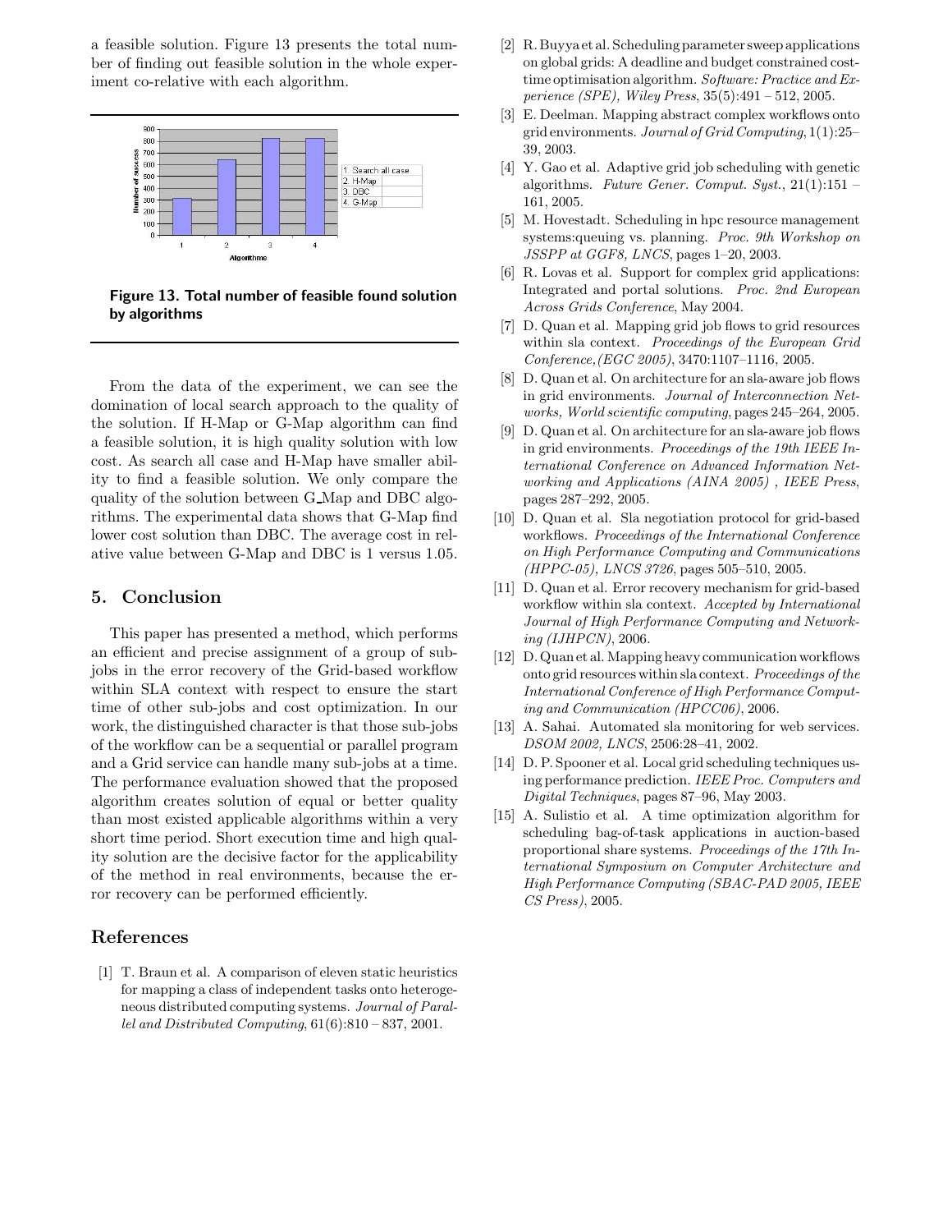a feasible solution. Figure 13 presents the total number of finding out feasible solution in the whole experiment co-relative with each algorithm.

900
800
700
600
500
400
300
200
100
0

Number of success

1 2 3 4

Algorithms

1. Search all case
2. H-Map
3. DBC
4. G-Map

**Figure 13. Total number of feasible found solution by algorithms**

From the data of the experiment, we can see the domination of local search approach to the quality of the solution. If H-Map or G-Map algorithm can find a feasible solution, it is high quality solution with low cost. As search all case and H-Map have smaller ability to find a feasible solution. We only compare the quality of the solution between G_Map and DBC algorithms. The experimental data shows that G-Map find lower cost solution than DBC. The average cost in relative value between G-Map and DBC is 1 versus 1.05.

## 5. Conclusion

This paper has presented a method, which performs an efficient and precise assignment of a group of sub-jobs in the error recovery of the Grid-based workflow within SLA context with respect to ensure the start time of other sub-jobs and cost optimization. In our work, the distinguished character is that those sub-jobs of the workflow can be a sequential or parallel program and a Grid service can handle many sub-jobs at a time. The performance evaluation showed that the proposed algorithm creates solution of equal or better quality than most existed applicable algorithms within a very short time period. Short execution time and high quality solution are the decisive factor for the applicability of the method in real environments, because the error recovery can be performed efficiently.

## References

[1] T. Braun et al. A comparison of eleven static heuristics for mapping a class of independent tasks onto heterogeneous distributed computing systems. *Journal of Parallel and Distributed Computing*, 61(6):810 – 837, 2001.

[2] R. Buyya et al. Scheduling parameter sweep applications on global grids: A deadline and budget constrained cost-time optimisation algorithm. *Software: Practice and Experience (SPE), Wiley Press*, 35(5):491 – 512, 2005.

[3] E. Deelman. Mapping abstract complex workflows onto grid environments. *Journal of Grid Computing*, 1(1):25–39, 2003.

[4] Y. Gao et al. Adaptive grid job scheduling with genetic algorithms. *Future Gener. Comput. Syst.*, 21(1):151 – 161, 2005.

[5] M. Hovestadt. Scheduling in hpc resource management systems:queuing vs. planning. *Proc. 9th Workshop on JSSPP at GGF8, LNCS*, pages 1–20, 2003.

[6] R. Lovas et al. Support for complex grid applications: Integrated and portal solutions. *Proc. 2nd European Across Grids Conference*, May 2004.

[7] D. Quan et al. Mapping grid job flows to grid resources within sla context. *Proceedings of the European Grid Conference,(EGC 2005)*, 3470:1107–1116, 2005.

[8] D. Quan et al. On architecture for an sla-aware job flows in grid environments. *Journal of Interconnection Networks, World scientific computing*, pages 245–264, 2005.

[9] D. Quan et al. On architecture for an sla-aware job flows in grid environments. *Proceedings of the 19th IEEE International Conference on Advanced Information Networking and Applications (AINA 2005) , IEEE Press*, pages 287–292, 2005.

[10] D. Quan et al. Sla negotiation protocol for grid-based workflows. *Proceedings of the International Conference on High Performance Computing and Communications (HPCC-05), LNCS 3726*, pages 505–510, 2005.

[11] D. Quan et al. Error recovery mechanism for grid-based workflow within sla context. *Accepted by International Journal of High Performance Computing and Networking (IJHPCN)*, 2006.

[12] D. Quan et al. Mapping heavy communication workflows onto grid resources within sla context. *Proceedings of the International Conference of High Performance Computing and Communication (HPCC06)*, 2006.

[13] A. Sahai. Automated sla monitoring for web services. *DSOM 2002, LNCS*, 2506:28–41, 2002.

[14] D. P. Spooner et al. Local grid scheduling techniques using performance prediction. *IEEE Proc. Computers and Digital Techniques*, pages 87–96, May 2003.

[15] A. Sulistio et al. A time optimization algorithm for scheduling bag-of-task applications in auction-based proportional share systems. *Proceedings of the 17th International Symposium on Computer Architecture and High Performance Computing (SBAC-PAD 2005, IEEE CS Press)*, 2005.